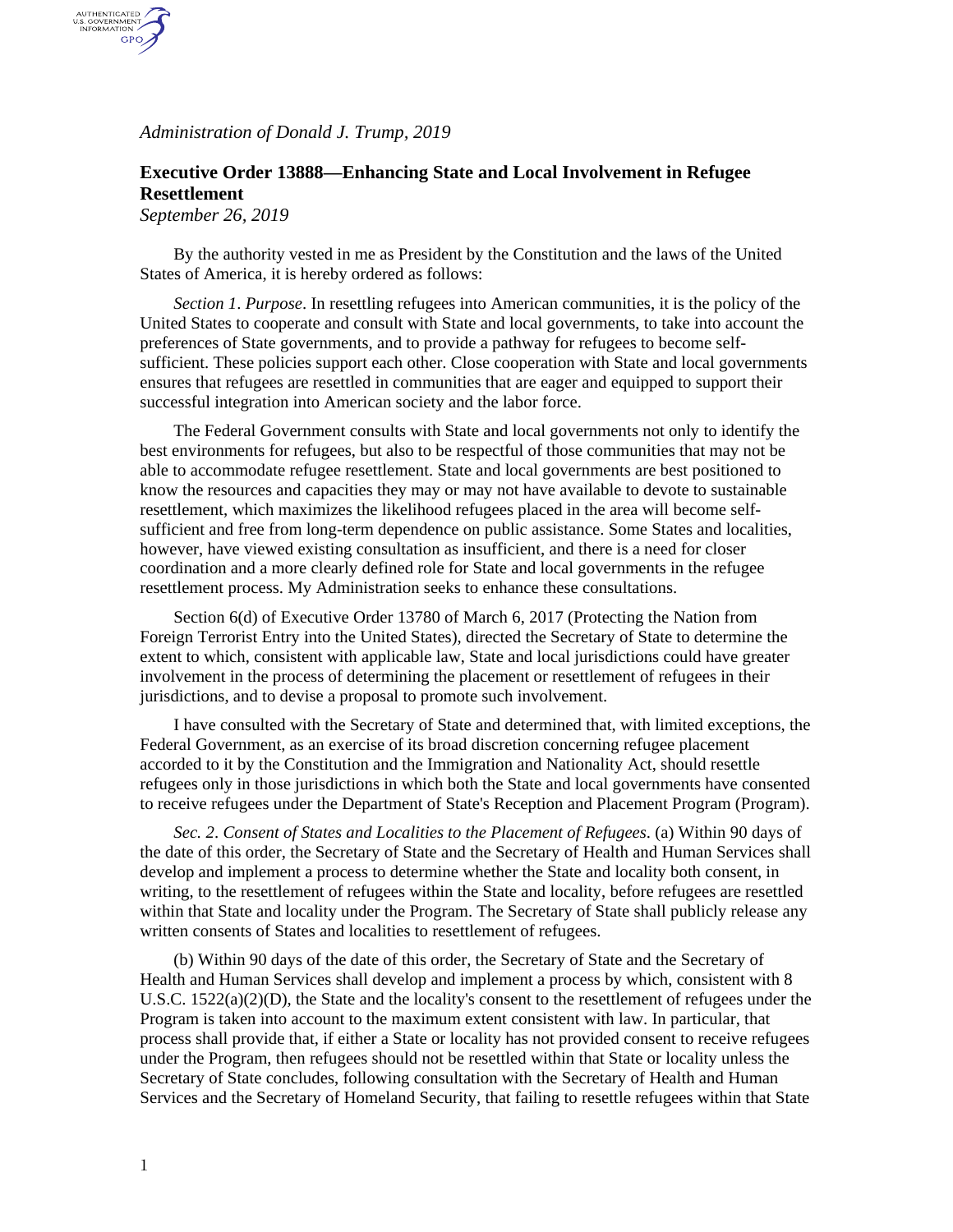*Administration of Donald J. Trump, 2019*

## Executive Order 13888—Enhancing State and Local Involvement in Refugee Resettlement

*September 26, 2019*

By the authority vested in me as President by the Constitution and the laws of the United States of America, it is hereby ordered as follows:

*Section 1*. *Purpose*. In resettling refugees into American communities, it is the policy of the United States to cooperate and consult with State and local governments, to take into account the preferences of State governments, and to provide a pathway for refugees to become self-sufficient. These policies support each other. Close cooperation with State and local governments ensures that refugees are resettled in communities that are eager and equipped to support their successful integration into American society and the labor force.

The Federal Government consults with State and local governments not only to identify the best environments for refugees, but also to be respectful of those communities that may not be able to accommodate refugee resettlement. State and local governments are best positioned to know the resources and capacities they may or may not have available to devote to sustainable resettlement, which maximizes the likelihood refugees placed in the area will become self-sufficient and free from long-term dependence on public assistance. Some States and localities, however, have viewed existing consultation as insufficient, and there is a need for closer coordination and a more clearly defined role for State and local governments in the refugee resettlement process. My Administration seeks to enhance these consultations.

Section 6(d) of Executive Order 13780 of March 6, 2017 (Protecting the Nation from Foreign Terrorist Entry into the United States), directed the Secretary of State to determine the extent to which, consistent with applicable law, State and local jurisdictions could have greater involvement in the process of determining the placement or resettlement of refugees in their jurisdictions, and to devise a proposal to promote such involvement.

I have consulted with the Secretary of State and determined that, with limited exceptions, the Federal Government, as an exercise of its broad discretion concerning refugee placement accorded to it by the Constitution and the Immigration and Nationality Act, should resettle refugees only in those jurisdictions in which both the State and local governments have consented to receive refugees under the Department of State's Reception and Placement Program (Program).

*Sec. 2*. *Consent of States and Localities to the Placement of Refugees*. (a) Within 90 days of the date of this order, the Secretary of State and the Secretary of Health and Human Services shall develop and implement a process to determine whether the State and locality both consent, in writing, to the resettlement of refugees within the State and locality, before refugees are resettled within that State and locality under the Program. The Secretary of State shall publicly release any written consents of States and localities to resettlement of refugees.

(b) Within 90 days of the date of this order, the Secretary of State and the Secretary of Health and Human Services shall develop and implement a process by which, consistent with 8 U.S.C. 1522(a)(2)(D), the State and the locality's consent to the resettlement of refugees under the Program is taken into account to the maximum extent consistent with law. In particular, that process shall provide that, if either a State or locality has not provided consent to receive refugees under the Program, then refugees should not be resettled within that State or locality unless the Secretary of State concludes, following consultation with the Secretary of Health and Human Services and the Secretary of Homeland Security, that failing to resettle refugees within that State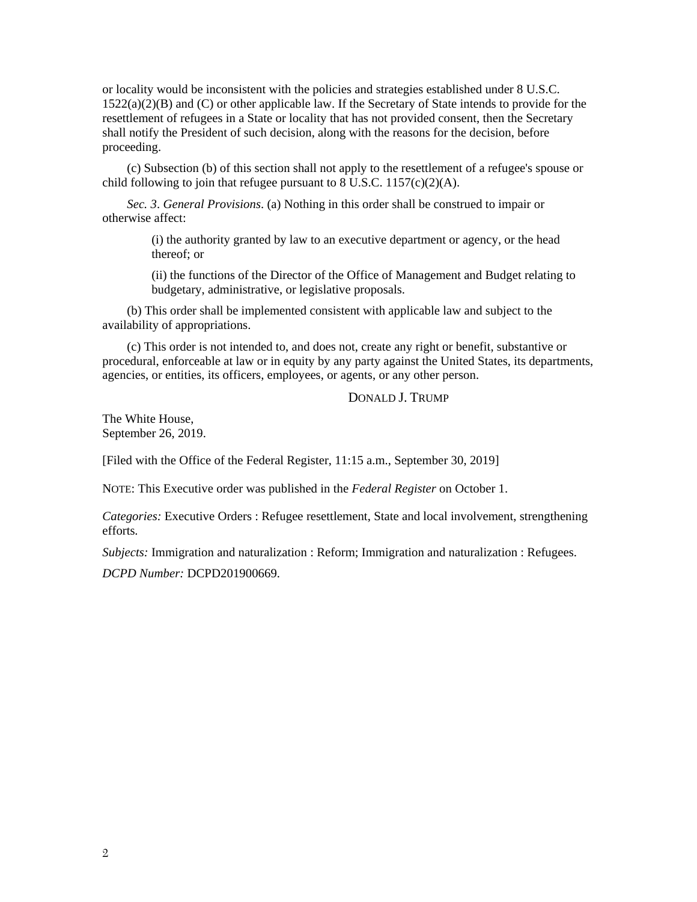or locality would be inconsistent with the policies and strategies established under 8 U.S.C. 1522(a)(2)(B) and (C) or other applicable law. If the Secretary of State intends to provide for the resettlement of refugees in a State or locality that has not provided consent, then the Secretary shall notify the President of such decision, along with the reasons for the decision, before proceeding.

(c) Subsection (b) of this section shall not apply to the resettlement of a refugee's spouse or child following to join that refugee pursuant to 8 U.S.C. 1157(c)(2)(A).

*Sec. 3*. *General Provisions*. (a) Nothing in this order shall be construed to impair or otherwise affect:

> (i) the authority granted by law to an executive department or agency, or the head thereof; or
>
> (ii) the functions of the Director of the Office of Management and Budget relating to budgetary, administrative, or legislative proposals.

(b) This order shall be implemented consistent with applicable law and subject to the availability of appropriations.

(c) This order is not intended to, and does not, create any right or benefit, substantive or procedural, enforceable at law or in equity by any party against the United States, its departments, agencies, or entities, its officers, employees, or agents, or any other person.

DONALD J. TRUMP

The White House,
September 26, 2019.

[Filed with the Office of the Federal Register, 11:15 a.m., September 30, 2019]

NOTE: This Executive order was published in the *Federal Register* on October 1.

*Categories:* Executive Orders : Refugee resettlement, State and local involvement, strengthening efforts.

*Subjects:* Immigration and naturalization : Reform; Immigration and naturalization : Refugees.

*DCPD Number:* DCPD201900669.